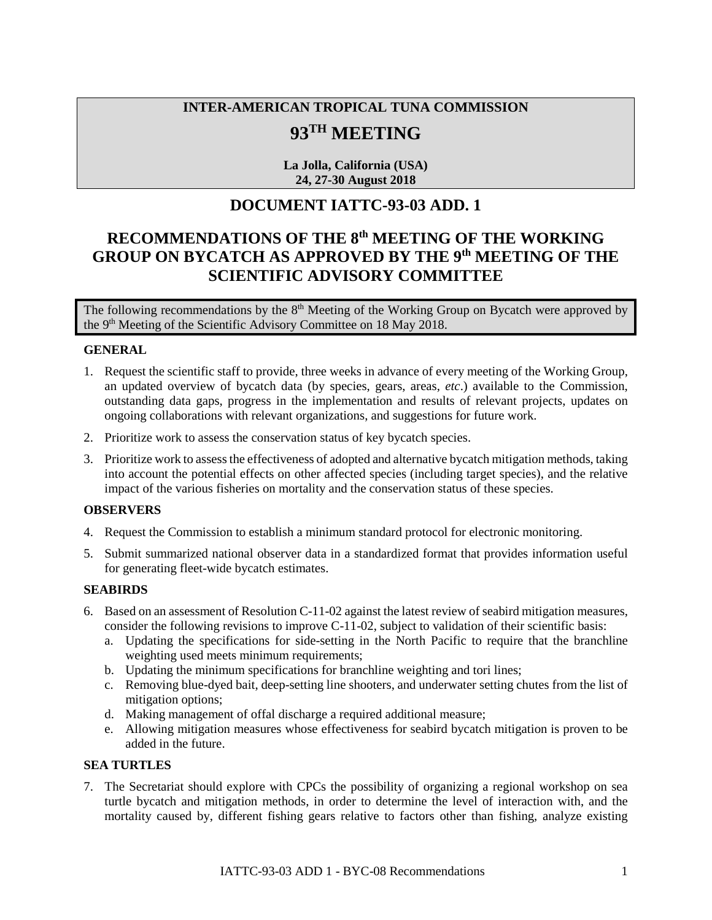**INTER-AMERICAN TROPICAL TUNA COMMISSION**

# 93RD MEETING

**La Jolla, California (USA)**
**24, 27-30 August 2018**

## DOCUMENT IATTC-93-03 ADD. 1

## RECOMMENDATIONS OF THE 8th MEETING OF THE WORKING GROUP ON BYCATCH AS APPROVED BY THE 9th MEETING OF THE SCIENTIFIC ADVISORY COMMITTEE

The following recommendations by the 8th Meeting of the Working Group on Bycatch were approved by the 9th Meeting of the Scientific Advisory Committee on 18 May 2018.

### GENERAL

1. Request the scientific staff to provide, three weeks in advance of every meeting of the Working Group, an updated overview of bycatch data (by species, gears, areas, *etc*.) available to the Commission, outstanding data gaps, progress in the implementation and results of relevant projects, updates on ongoing collaborations with relevant organizations, and suggestions for future work.
2. Prioritize work to assess the conservation status of key bycatch species.
3. Prioritize work to assess the effectiveness of adopted and alternative bycatch mitigation methods, taking into account the potential effects on other affected species (including target species), and the relative impact of the various fisheries on mortality and the conservation status of these species.

### OBSERVERS

4. Request the Commission to establish a minimum standard protocol for electronic monitoring.
5. Submit summarized national observer data in a standardized format that provides information useful for generating fleet-wide bycatch estimates.

### SEABIRDS

6. Based on an assessment of Resolution C-11-02 against the latest review of seabird mitigation measures, consider the following revisions to improve C-11-02, subject to validation of their scientific basis:
   a. Updating the specifications for side-setting in the North Pacific to require that the branchline weighting used meets minimum requirements;
   b. Updating the minimum specifications for branchline weighting and tori lines;
   c. Removing blue-dyed bait, deep-setting line shooters, and underwater setting chutes from the list of mitigation options;
   d. Making management of offal discharge a required additional measure;
   e. Allowing mitigation measures whose effectiveness for seabird bycatch mitigation is proven to be added in the future.

### SEA TURTLES

7. The Secretariat should explore with CPCs the possibility of organizing a regional workshop on sea turtle bycatch and mitigation methods, in order to determine the level of interaction with, and the mortality caused by, different fishing gears relative to factors other than fishing, analyze existing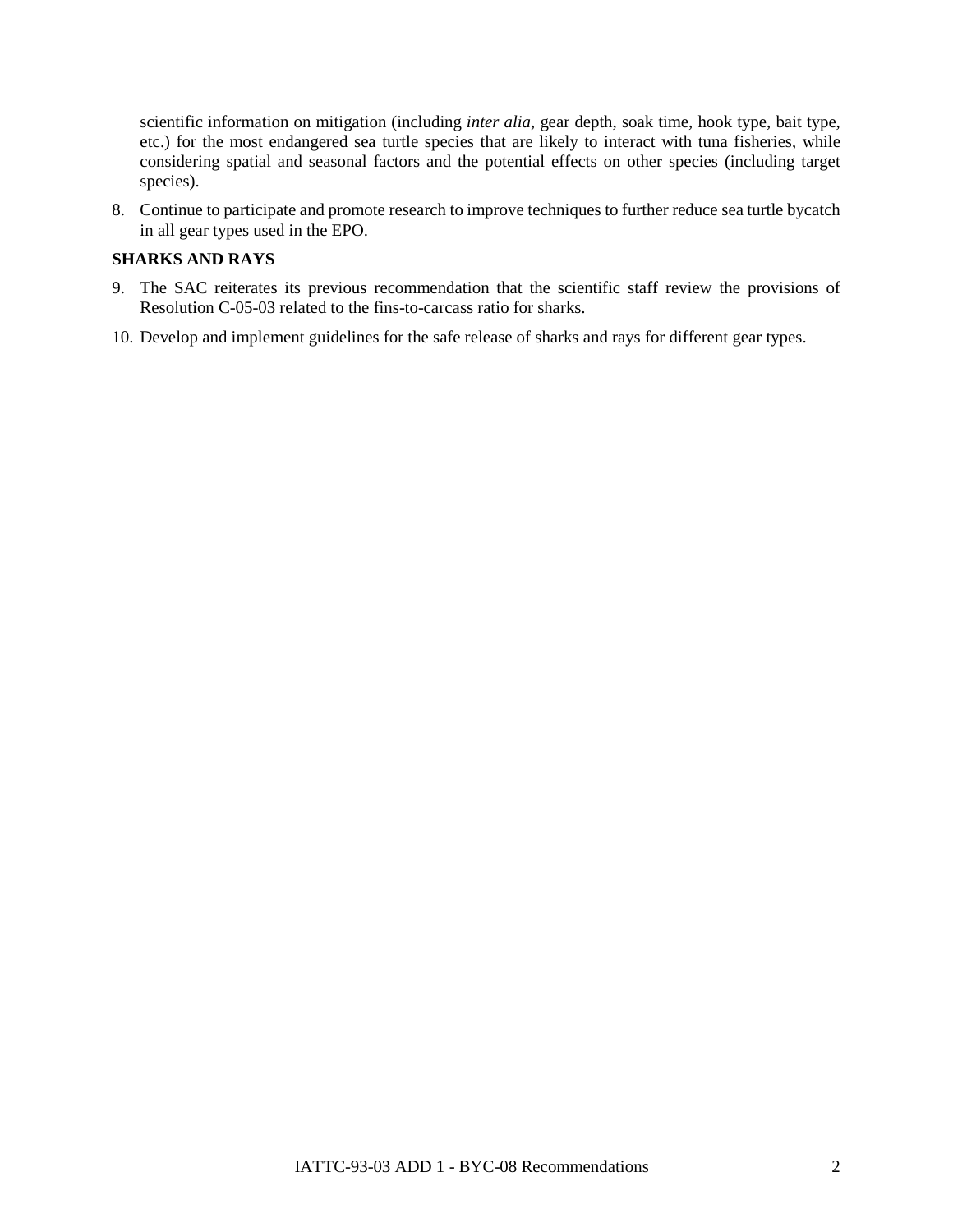scientific information on mitigation (including *inter alia*, gear depth, soak time, hook type, bait type, etc.) for the most endangered sea turtle species that are likely to interact with tuna fisheries, while considering spatial and seasonal factors and the potential effects on other species (including target species).

8. Continue to participate and promote research to improve techniques to further reduce sea turtle bycatch in all gear types used in the EPO.

**SHARKS AND RAYS**

9. The SAC reiterates its previous recommendation that the scientific staff review the provisions of Resolution C-05-03 related to the fins-to-carcass ratio for sharks.
10. Develop and implement guidelines for the safe release of sharks and rays for different gear types.